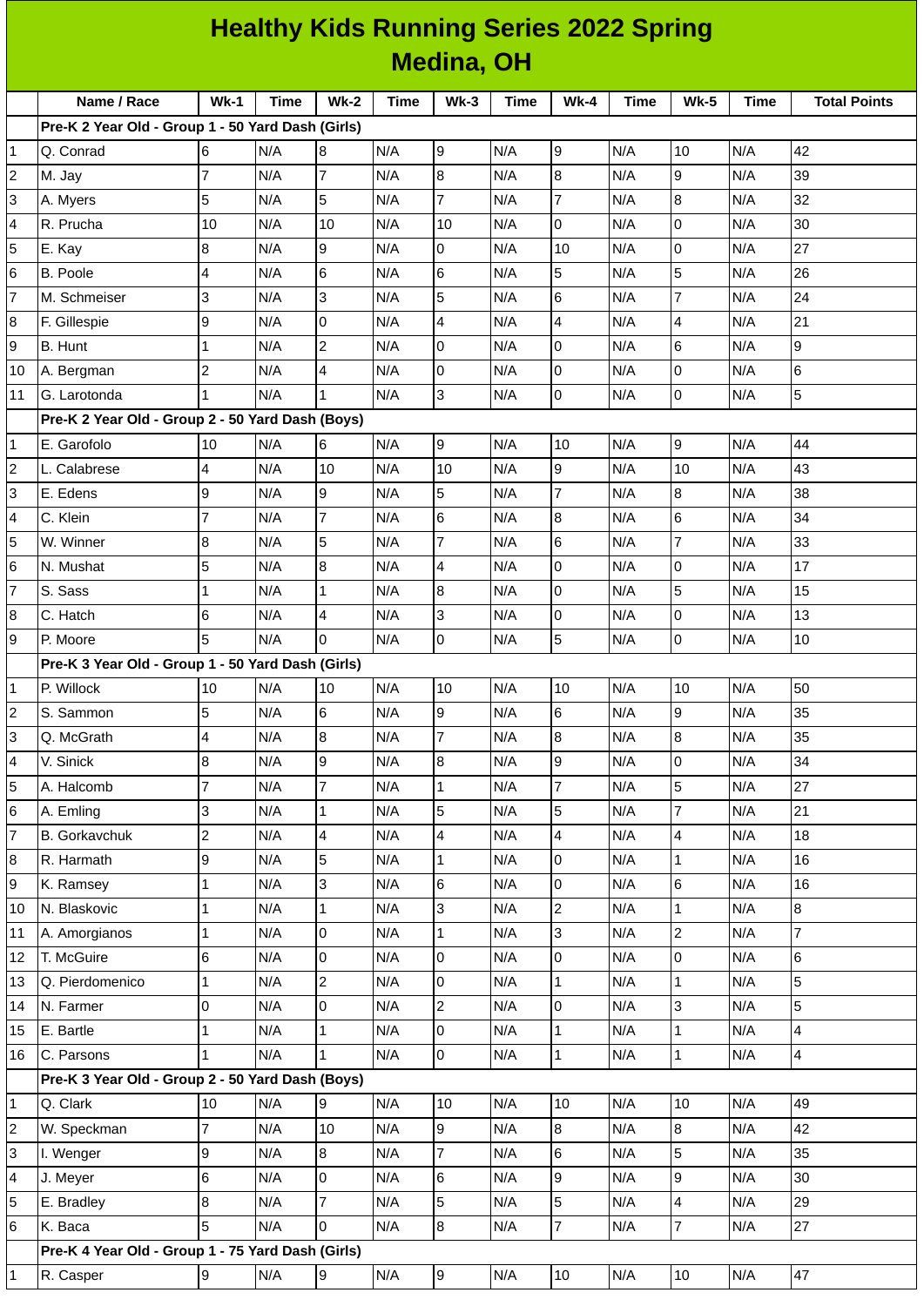# Healthy Kids Running Series 2022 Spring
## Medina, OH

| | Name / Race | Wk-1 | Time | Wk-2 | Time | Wk-3 | Time | Wk-4 | Time | Wk-5 | Time | Total Points |
|---|---|---|---|---|---|---|---|---|---|---|---|---|
| | **Pre-K 2 Year Old - Group 1 - 50 Yard Dash (Girls)** | | | | | | | | | | | |
| 1 | Q. Conrad | 6 | N/A | 8 | N/A | 9 | N/A | 9 | N/A | 10 | N/A | 42 |
| 2 | M. Jay | 7 | N/A | 7 | N/A | 8 | N/A | 8 | N/A | 9 | N/A | 39 |
| 3 | A. Myers | 5 | N/A | 5 | N/A | 7 | N/A | 7 | N/A | 8 | N/A | 32 |
| 4 | R. Prucha | 10 | N/A | 10 | N/A | 10 | N/A | 0 | N/A | 0 | N/A | 30 |
| 5 | E. Kay | 8 | N/A | 9 | N/A | 0 | N/A | 10 | N/A | 0 | N/A | 27 |
| 6 | B. Poole | 4 | N/A | 6 | N/A | 6 | N/A | 5 | N/A | 5 | N/A | 26 |
| 7 | M. Schmeiser | 3 | N/A | 3 | N/A | 5 | N/A | 6 | N/A | 7 | N/A | 24 |
| 8 | F. Gillespie | 9 | N/A | 0 | N/A | 4 | N/A | 4 | N/A | 4 | N/A | 21 |
| 9 | B. Hunt | 1 | N/A | 2 | N/A | 0 | N/A | 0 | N/A | 6 | N/A | 9 |
| 10 | A. Bergman | 2 | N/A | 4 | N/A | 0 | N/A | 0 | N/A | 0 | N/A | 6 |
| 11 | G. Larotonda | 1 | N/A | 1 | N/A | 3 | N/A | 0 | N/A | 0 | N/A | 5 |
| | **Pre-K 2 Year Old - Group 2 - 50 Yard Dash (Boys)** | | | | | | | | | | | |
| 1 | E. Garofolo | 10 | N/A | 6 | N/A | 9 | N/A | 10 | N/A | 9 | N/A | 44 |
| 2 | L. Calabrese | 4 | N/A | 10 | N/A | 10 | N/A | 9 | N/A | 10 | N/A | 43 |
| 3 | E. Edens | 9 | N/A | 9 | N/A | 5 | N/A | 7 | N/A | 8 | N/A | 38 |
| 4 | C. Klein | 7 | N/A | 7 | N/A | 6 | N/A | 8 | N/A | 6 | N/A | 34 |
| 5 | W. Winner | 8 | N/A | 5 | N/A | 7 | N/A | 6 | N/A | 7 | N/A | 33 |
| 6 | N. Mushat | 5 | N/A | 8 | N/A | 4 | N/A | 0 | N/A | 0 | N/A | 17 |
| 7 | S. Sass | 1 | N/A | 1 | N/A | 8 | N/A | 0 | N/A | 5 | N/A | 15 |
| 8 | C. Hatch | 6 | N/A | 4 | N/A | 3 | N/A | 0 | N/A | 0 | N/A | 13 |
| 9 | P. Moore | 5 | N/A | 0 | N/A | 0 | N/A | 5 | N/A | 0 | N/A | 10 |
| | **Pre-K 3 Year Old - Group 1 - 50 Yard Dash (Girls)** | | | | | | | | | | | |
| 1 | P. Willock | 10 | N/A | 10 | N/A | 10 | N/A | 10 | N/A | 10 | N/A | 50 |
| 2 | S. Sammon | 5 | N/A | 6 | N/A | 9 | N/A | 6 | N/A | 9 | N/A | 35 |
| 3 | Q. McGrath | 4 | N/A | 8 | N/A | 7 | N/A | 8 | N/A | 8 | N/A | 35 |
| 4 | V. Sinick | 8 | N/A | 9 | N/A | 8 | N/A | 9 | N/A | 0 | N/A | 34 |
| 5 | A. Halcomb | 7 | N/A | 7 | N/A | 1 | N/A | 7 | N/A | 5 | N/A | 27 |
| 6 | A. Emling | 3 | N/A | 1 | N/A | 5 | N/A | 5 | N/A | 7 | N/A | 21 |
| 7 | B. Gorkavchuk | 2 | N/A | 4 | N/A | 4 | N/A | 4 | N/A | 4 | N/A | 18 |
| 8 | R. Harmath | 9 | N/A | 5 | N/A | 1 | N/A | 0 | N/A | 1 | N/A | 16 |
| 9 | K. Ramsey | 1 | N/A | 3 | N/A | 6 | N/A | 0 | N/A | 6 | N/A | 16 |
| 10 | N. Blaskovic | 1 | N/A | 1 | N/A | 3 | N/A | 2 | N/A | 1 | N/A | 8 |
| 11 | A. Amorgianos | 1 | N/A | 0 | N/A | 1 | N/A | 3 | N/A | 2 | N/A | 7 |
| 12 | T. McGuire | 6 | N/A | 0 | N/A | 0 | N/A | 0 | N/A | 0 | N/A | 6 |
| 13 | Q. Pierdomenico | 1 | N/A | 2 | N/A | 0 | N/A | 1 | N/A | 1 | N/A | 5 |
| 14 | N. Farmer | 0 | N/A | 0 | N/A | 2 | N/A | 0 | N/A | 3 | N/A | 5 |
| 15 | E. Bartle | 1 | N/A | 1 | N/A | 0 | N/A | 1 | N/A | 1 | N/A | 4 |
| 16 | C. Parsons | 1 | N/A | 1 | N/A | 0 | N/A | 1 | N/A | 1 | N/A | 4 |
| | **Pre-K 3 Year Old - Group 2 - 50 Yard Dash (Boys)** | | | | | | | | | | | |
| 1 | Q. Clark | 10 | N/A | 9 | N/A | 10 | N/A | 10 | N/A | 10 | N/A | 49 |
| 2 | W. Speckman | 7 | N/A | 10 | N/A | 9 | N/A | 8 | N/A | 8 | N/A | 42 |
| 3 | I. Wenger | 9 | N/A | 8 | N/A | 7 | N/A | 6 | N/A | 5 | N/A | 35 |
| 4 | J. Meyer | 6 | N/A | 0 | N/A | 6 | N/A | 9 | N/A | 9 | N/A | 30 |
| 5 | E. Bradley | 8 | N/A | 7 | N/A | 5 | N/A | 5 | N/A | 4 | N/A | 29 |
| 6 | K. Baca | 5 | N/A | 0 | N/A | 8 | N/A | 7 | N/A | 7 | N/A | 27 |
| | **Pre-K 4 Year Old - Group 1 - 75 Yard Dash (Girls)** | | | | | | | | | | | |
| 1 | R. Casper | 9 | N/A | 9 | N/A | 9 | N/A | 10 | N/A | 10 | N/A | 47 |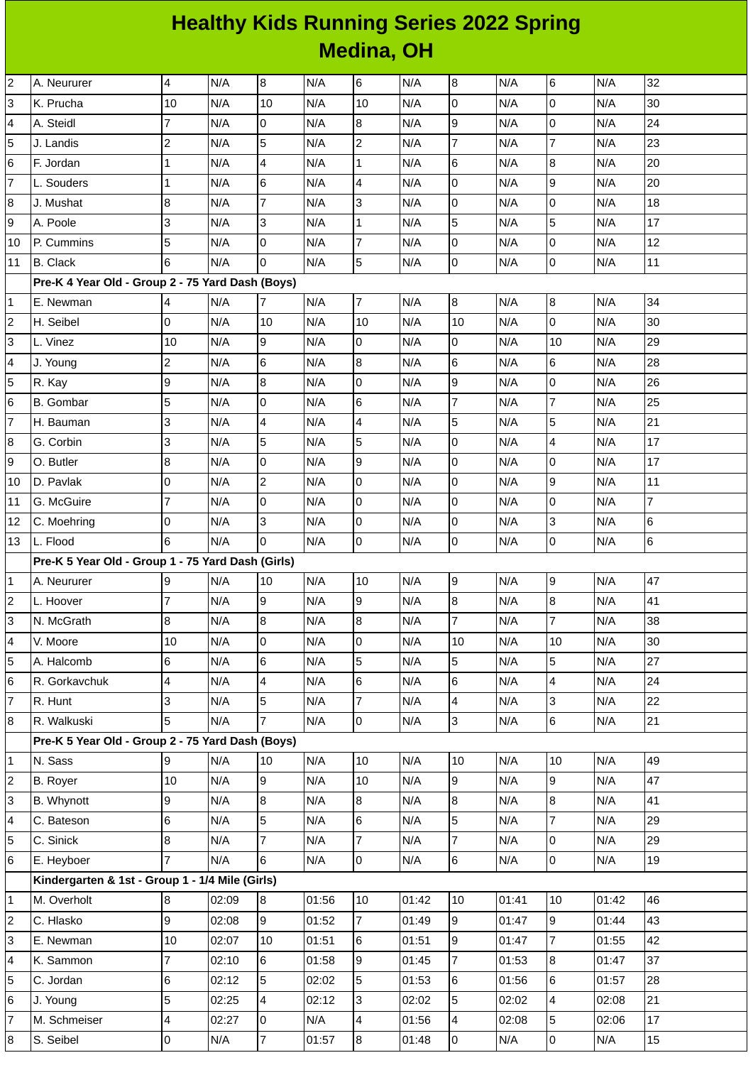# Healthy Kids Running Series 2022 Spring
## Medina, OH

| | | | | | | | | | | | | |
|---|---|---|---|---|---|---|---|---|---|---|---|---|
| 2 | A. Neururer | 4 | N/A | 8 | N/A | 6 | N/A | 8 | N/A | 6 | N/A | 32 |
| 3 | K. Prucha | 10 | N/A | 10 | N/A | 10 | N/A | 0 | N/A | 0 | N/A | 30 |
| 4 | A. Steidl | 7 | N/A | 0 | N/A | 8 | N/A | 9 | N/A | 0 | N/A | 24 |
| 5 | J. Landis | 2 | N/A | 5 | N/A | 2 | N/A | 7 | N/A | 7 | N/A | 23 |
| 6 | F. Jordan | 1 | N/A | 4 | N/A | 1 | N/A | 6 | N/A | 8 | N/A | 20 |
| 7 | L. Souders | 1 | N/A | 6 | N/A | 4 | N/A | 0 | N/A | 9 | N/A | 20 |
| 8 | J. Mushat | 8 | N/A | 7 | N/A | 3 | N/A | 0 | N/A | 0 | N/A | 18 |
| 9 | A. Poole | 3 | N/A | 3 | N/A | 1 | N/A | 5 | N/A | 5 | N/A | 17 |
| 10 | P. Cummins | 5 | N/A | 0 | N/A | 7 | N/A | 0 | N/A | 0 | N/A | 12 |
| 11 | B. Clack | 6 | N/A | 0 | N/A | 5 | N/A | 0 | N/A | 0 | N/A | 11 |
| | **Pre-K 4 Year Old - Group 2 - 75 Yard Dash (Boys)** | | | | | | | | | | | |
| 1 | E. Newman | 4 | N/A | 7 | N/A | 7 | N/A | 8 | N/A | 8 | N/A | 34 |
| 2 | H. Seibel | 0 | N/A | 10 | N/A | 10 | N/A | 10 | N/A | 0 | N/A | 30 |
| 3 | L. Vinez | 10 | N/A | 9 | N/A | 0 | N/A | 0 | N/A | 10 | N/A | 29 |
| 4 | J. Young | 2 | N/A | 6 | N/A | 8 | N/A | 6 | N/A | 6 | N/A | 28 |
| 5 | R. Kay | 9 | N/A | 8 | N/A | 0 | N/A | 9 | N/A | 0 | N/A | 26 |
| 6 | B. Gombar | 5 | N/A | 0 | N/A | 6 | N/A | 7 | N/A | 7 | N/A | 25 |
| 7 | H. Bauman | 3 | N/A | 4 | N/A | 4 | N/A | 5 | N/A | 5 | N/A | 21 |
| 8 | G. Corbin | 3 | N/A | 5 | N/A | 5 | N/A | 0 | N/A | 4 | N/A | 17 |
| 9 | O. Butler | 8 | N/A | 0 | N/A | 9 | N/A | 0 | N/A | 0 | N/A | 17 |
| 10 | D. Pavlak | 0 | N/A | 2 | N/A | 0 | N/A | 0 | N/A | 9 | N/A | 11 |
| 11 | G. McGuire | 7 | N/A | 0 | N/A | 0 | N/A | 0 | N/A | 0 | N/A | 7 |
| 12 | C. Moehring | 0 | N/A | 3 | N/A | 0 | N/A | 0 | N/A | 3 | N/A | 6 |
| 13 | L. Flood | 6 | N/A | 0 | N/A | 0 | N/A | 0 | N/A | 0 | N/A | 6 |
| | **Pre-K 5 Year Old - Group 1 - 75 Yard Dash (Girls)** | | | | | | | | | | | |
| 1 | A. Neururer | 9 | N/A | 10 | N/A | 10 | N/A | 9 | N/A | 9 | N/A | 47 |
| 2 | L. Hoover | 7 | N/A | 9 | N/A | 9 | N/A | 8 | N/A | 8 | N/A | 41 |
| 3 | N. McGrath | 8 | N/A | 8 | N/A | 8 | N/A | 7 | N/A | 7 | N/A | 38 |
| 4 | V. Moore | 10 | N/A | 0 | N/A | 0 | N/A | 10 | N/A | 10 | N/A | 30 |
| 5 | A. Halcomb | 6 | N/A | 6 | N/A | 5 | N/A | 5 | N/A | 5 | N/A | 27 |
| 6 | R. Gorkavchuk | 4 | N/A | 4 | N/A | 6 | N/A | 6 | N/A | 4 | N/A | 24 |
| 7 | R. Hunt | 3 | N/A | 5 | N/A | 7 | N/A | 4 | N/A | 3 | N/A | 22 |
| 8 | R. Walkuski | 5 | N/A | 7 | N/A | 0 | N/A | 3 | N/A | 6 | N/A | 21 |
| | **Pre-K 5 Year Old - Group 2 - 75 Yard Dash (Boys)** | | | | | | | | | | | |
| 1 | N. Sass | 9 | N/A | 10 | N/A | 10 | N/A | 10 | N/A | 10 | N/A | 49 |
| 2 | B. Royer | 10 | N/A | 9 | N/A | 10 | N/A | 9 | N/A | 9 | N/A | 47 |
| 3 | B. Whynott | 9 | N/A | 8 | N/A | 8 | N/A | 8 | N/A | 8 | N/A | 41 |
| 4 | C. Bateson | 6 | N/A | 5 | N/A | 6 | N/A | 5 | N/A | 7 | N/A | 29 |
| 5 | C. Sinick | 8 | N/A | 7 | N/A | 7 | N/A | 7 | N/A | 0 | N/A | 29 |
| 6 | E. Heyboer | 7 | N/A | 6 | N/A | 0 | N/A | 6 | N/A | 0 | N/A | 19 |
| | **Kindergarten & 1st - Group 1 - 1/4 Mile (Girls)** | | | | | | | | | | | |
| 1 | M. Overholt | 8 | 02:09 | 8 | 01:56 | 10 | 01:42 | 10 | 01:41 | 10 | 01:42 | 46 |
| 2 | C. Hlasko | 9 | 02:08 | 9 | 01:52 | 7 | 01:49 | 9 | 01:47 | 9 | 01:44 | 43 |
| 3 | E. Newman | 10 | 02:07 | 10 | 01:51 | 6 | 01:51 | 9 | 01:47 | 7 | 01:55 | 42 |
| 4 | K. Sammon | 7 | 02:10 | 6 | 01:58 | 9 | 01:45 | 7 | 01:53 | 8 | 01:47 | 37 |
| 5 | C. Jordan | 6 | 02:12 | 5 | 02:02 | 5 | 01:53 | 6 | 01:56 | 6 | 01:57 | 28 |
| 6 | J. Young | 5 | 02:25 | 4 | 02:12 | 3 | 02:02 | 5 | 02:02 | 4 | 02:08 | 21 |
| 7 | M. Schmeiser | 4 | 02:27 | 0 | N/A | 4 | 01:56 | 4 | 02:08 | 5 | 02:06 | 17 |
| 8 | S. Seibel | 0 | N/A | 7 | 01:57 | 8 | 01:48 | 0 | N/A | 0 | N/A | 15 |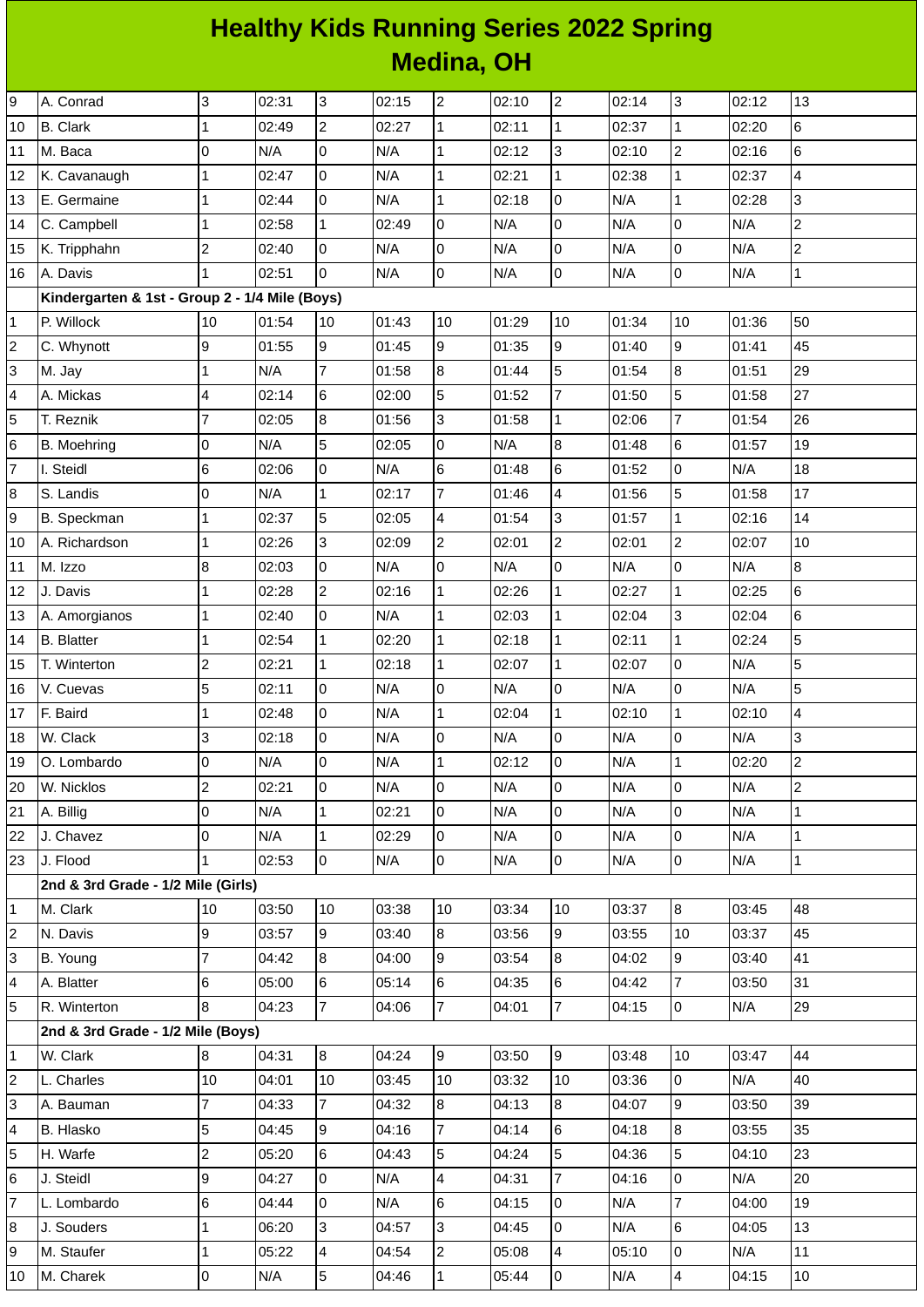# Healthy Kids Running Series 2022 Spring
## Medina, OH

| | | | | | | | | | | | | |
|---|---|---|---|---|---|---|---|---|---|---|---|---|
| 9 | A. Conrad | 3 | 02:31 | 3 | 02:15 | 2 | 02:10 | 2 | 02:14 | 3 | 02:12 | 13 |
| 10 | B. Clark | 1 | 02:49 | 2 | 02:27 | 1 | 02:11 | 1 | 02:37 | 1 | 02:20 | 6 |
| 11 | M. Baca | 0 | N/A | 0 | N/A | 1 | 02:12 | 3 | 02:10 | 2 | 02:16 | 6 |
| 12 | K. Cavanaugh | 1 | 02:47 | 0 | N/A | 1 | 02:21 | 1 | 02:38 | 1 | 02:37 | 4 |
| 13 | E. Germaine | 1 | 02:44 | 0 | N/A | 1 | 02:18 | 0 | N/A | 1 | 02:28 | 3 |
| 14 | C. Campbell | 1 | 02:58 | 1 | 02:49 | 0 | N/A | 0 | N/A | 0 | N/A | 2 |
| 15 | K. Tripphahn | 2 | 02:40 | 0 | N/A | 0 | N/A | 0 | N/A | 0 | N/A | 2 |
| 16 | A. Davis | 1 | 02:51 | 0 | N/A | 0 | N/A | 0 | N/A | 0 | N/A | 1 |
| | **Kindergarten & 1st - Group 2 - 1/4 Mile (Boys)** | | | | | | | | | | | |
| 1 | P. Willock | 10 | 01:54 | 10 | 01:43 | 10 | 01:29 | 10 | 01:34 | 10 | 01:36 | 50 |
| 2 | C. Whynott | 9 | 01:55 | 9 | 01:45 | 9 | 01:35 | 9 | 01:40 | 9 | 01:41 | 45 |
| 3 | M. Jay | 1 | N/A | 7 | 01:58 | 8 | 01:44 | 5 | 01:54 | 8 | 01:51 | 29 |
| 4 | A. Mickas | 4 | 02:14 | 6 | 02:00 | 5 | 01:52 | 7 | 01:50 | 5 | 01:58 | 27 |
| 5 | T. Reznik | 7 | 02:05 | 8 | 01:56 | 3 | 01:58 | 1 | 02:06 | 7 | 01:54 | 26 |
| 6 | B. Moehring | 0 | N/A | 5 | 02:05 | 0 | N/A | 8 | 01:48 | 6 | 01:57 | 19 |
| 7 | I. Steidl | 6 | 02:06 | 0 | N/A | 6 | 01:48 | 6 | 01:52 | 0 | N/A | 18 |
| 8 | S. Landis | 0 | N/A | 1 | 02:17 | 7 | 01:46 | 4 | 01:56 | 5 | 01:58 | 17 |
| 9 | B. Speckman | 1 | 02:37 | 5 | 02:05 | 4 | 01:54 | 3 | 01:57 | 1 | 02:16 | 14 |
| 10 | A. Richardson | 1 | 02:26 | 3 | 02:09 | 2 | 02:01 | 2 | 02:01 | 2 | 02:07 | 10 |
| 11 | M. Izzo | 8 | 02:03 | 0 | N/A | 0 | N/A | 0 | N/A | 0 | N/A | 8 |
| 12 | J. Davis | 1 | 02:28 | 2 | 02:16 | 1 | 02:26 | 1 | 02:27 | 1 | 02:25 | 6 |
| 13 | A. Amorgianos | 1 | 02:40 | 0 | N/A | 1 | 02:03 | 1 | 02:04 | 3 | 02:04 | 6 |
| 14 | B. Blatter | 1 | 02:54 | 1 | 02:20 | 1 | 02:18 | 1 | 02:11 | 1 | 02:24 | 5 |
| 15 | T. Winterton | 2 | 02:21 | 1 | 02:18 | 1 | 02:07 | 1 | 02:07 | 0 | N/A | 5 |
| 16 | V. Cuevas | 5 | 02:11 | 0 | N/A | 0 | N/A | 0 | N/A | 0 | N/A | 5 |
| 17 | F. Baird | 1 | 02:48 | 0 | N/A | 1 | 02:04 | 1 | 02:10 | 1 | 02:10 | 4 |
| 18 | W. Clack | 3 | 02:18 | 0 | N/A | 0 | N/A | 0 | N/A | 0 | N/A | 3 |
| 19 | O. Lombardo | 0 | N/A | 0 | N/A | 1 | 02:12 | 0 | N/A | 1 | 02:20 | 2 |
| 20 | W. Nicklos | 2 | 02:21 | 0 | N/A | 0 | N/A | 0 | N/A | 0 | N/A | 2 |
| 21 | A. Billig | 0 | N/A | 1 | 02:21 | 0 | N/A | 0 | N/A | 0 | N/A | 1 |
| 22 | J. Chavez | 0 | N/A | 1 | 02:29 | 0 | N/A | 0 | N/A | 0 | N/A | 1 |
| 23 | J. Flood | 1 | 02:53 | 0 | N/A | 0 | N/A | 0 | N/A | 0 | N/A | 1 |
| | **2nd & 3rd Grade - 1/2 Mile (Girls)** | | | | | | | | | | | |
| 1 | M. Clark | 10 | 03:50 | 10 | 03:38 | 10 | 03:34 | 10 | 03:37 | 8 | 03:45 | 48 |
| 2 | N. Davis | 9 | 03:57 | 9 | 03:40 | 8 | 03:56 | 9 | 03:55 | 10 | 03:37 | 45 |
| 3 | B. Young | 7 | 04:42 | 8 | 04:00 | 9 | 03:54 | 8 | 04:02 | 9 | 03:40 | 41 |
| 4 | A. Blatter | 6 | 05:00 | 6 | 05:14 | 6 | 04:35 | 6 | 04:42 | 7 | 03:50 | 31 |
| 5 | R. Winterton | 8 | 04:23 | 7 | 04:06 | 7 | 04:01 | 7 | 04:15 | 0 | N/A | 29 |
| | **2nd & 3rd Grade - 1/2 Mile (Boys)** | | | | | | | | | | | |
| 1 | W. Clark | 8 | 04:31 | 8 | 04:24 | 9 | 03:50 | 9 | 03:48 | 10 | 03:47 | 44 |
| 2 | L. Charles | 10 | 04:01 | 10 | 03:45 | 10 | 03:32 | 10 | 03:36 | 0 | N/A | 40 |
| 3 | A. Bauman | 7 | 04:33 | 7 | 04:32 | 8 | 04:13 | 8 | 04:07 | 9 | 03:50 | 39 |
| 4 | B. Hlasko | 5 | 04:45 | 9 | 04:16 | 7 | 04:14 | 6 | 04:18 | 8 | 03:55 | 35 |
| 5 | H. Warfe | 2 | 05:20 | 6 | 04:43 | 5 | 04:24 | 5 | 04:36 | 5 | 04:10 | 23 |
| 6 | J. Steidl | 9 | 04:27 | 0 | N/A | 4 | 04:31 | 7 | 04:16 | 0 | N/A | 20 |
| 7 | L. Lombardo | 6 | 04:44 | 0 | N/A | 6 | 04:15 | 0 | N/A | 7 | 04:00 | 19 |
| 8 | J. Souders | 1 | 06:20 | 3 | 04:57 | 3 | 04:45 | 0 | N/A | 6 | 04:05 | 13 |
| 9 | M. Staufer | 1 | 05:22 | 4 | 04:54 | 2 | 05:08 | 4 | 05:10 | 0 | N/A | 11 |
| 10 | M. Charek | 0 | N/A | 5 | 04:46 | 1 | 05:44 | 0 | N/A | 4 | 04:15 | 10 |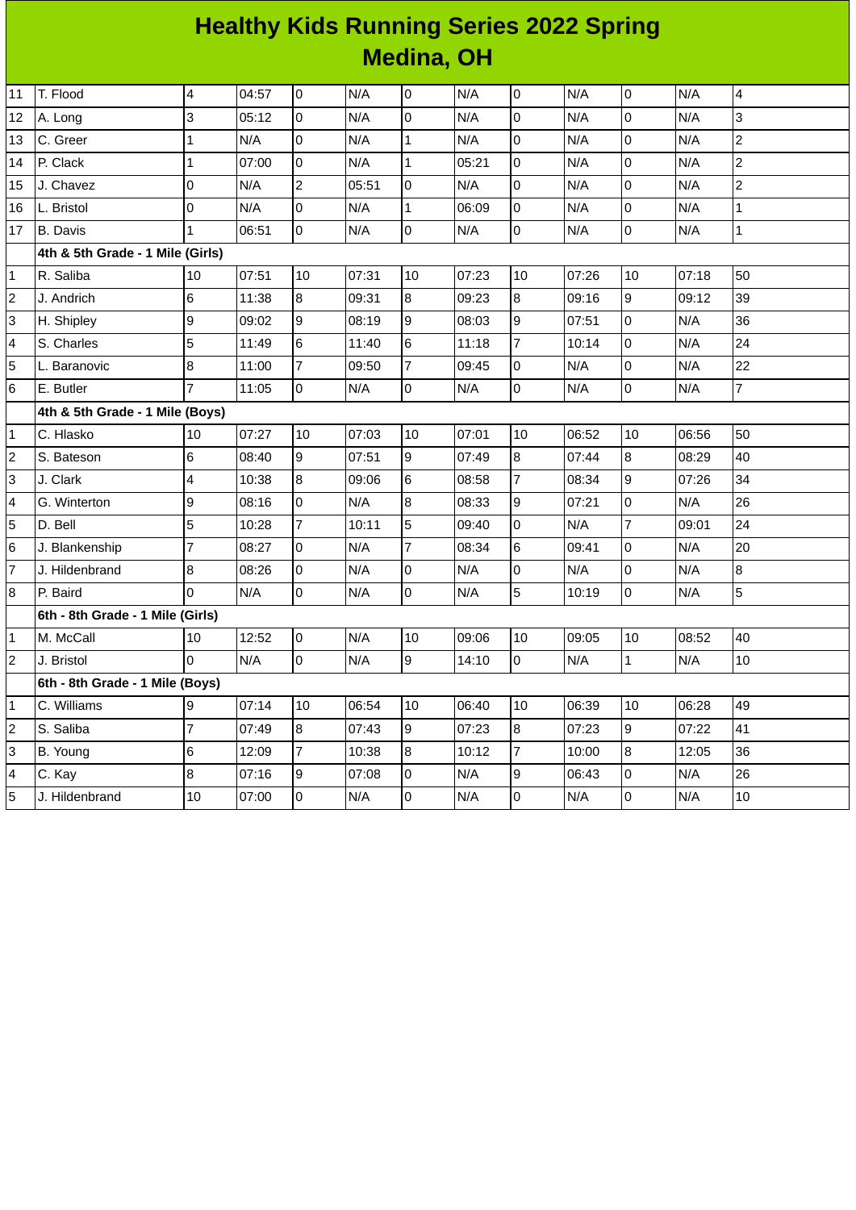# Healthy Kids Running Series 2022 Spring
## Medina, OH

| | | | | | | | | | | | | |
|---|---|---|---|---|---|---|---|---|---|---|---|---|
| 11 | T. Flood | 4 | 04:57 | 0 | N/A | 0 | N/A | 0 | N/A | 0 | N/A | 4 |
| 12 | A. Long | 3 | 05:12 | 0 | N/A | 0 | N/A | 0 | N/A | 0 | N/A | 3 |
| 13 | C. Greer | 1 | N/A | 0 | N/A | 1 | N/A | 0 | N/A | 0 | N/A | 2 |
| 14 | P. Clack | 1 | 07:00 | 0 | N/A | 1 | 05:21 | 0 | N/A | 0 | N/A | 2 |
| 15 | J. Chavez | 0 | N/A | 2 | 05:51 | 0 | N/A | 0 | N/A | 0 | N/A | 2 |
| 16 | L. Bristol | 0 | N/A | 0 | N/A | 1 | 06:09 | 0 | N/A | 0 | N/A | 1 |
| 17 | B. Davis | 1 | 06:51 | 0 | N/A | 0 | N/A | 0 | N/A | 0 | N/A | 1 |
| | **4th & 5th Grade - 1 Mile (Girls)** | | | | | | | | | | | |
| 1 | R. Saliba | 10 | 07:51 | 10 | 07:31 | 10 | 07:23 | 10 | 07:26 | 10 | 07:18 | 50 |
| 2 | J. Andrich | 6 | 11:38 | 8 | 09:31 | 8 | 09:23 | 8 | 09:16 | 9 | 09:12 | 39 |
| 3 | H. Shipley | 9 | 09:02 | 9 | 08:19 | 9 | 08:03 | 9 | 07:51 | 0 | N/A | 36 |
| 4 | S. Charles | 5 | 11:49 | 6 | 11:40 | 6 | 11:18 | 7 | 10:14 | 0 | N/A | 24 |
| 5 | L. Baranovic | 8 | 11:00 | 7 | 09:50 | 7 | 09:45 | 0 | N/A | 0 | N/A | 22 |
| 6 | E. Butler | 7 | 11:05 | 0 | N/A | 0 | N/A | 0 | N/A | 0 | N/A | 7 |
| | **4th & 5th Grade - 1 Mile (Boys)** | | | | | | | | | | | |
| 1 | C. Hlasko | 10 | 07:27 | 10 | 07:03 | 10 | 07:01 | 10 | 06:52 | 10 | 06:56 | 50 |
| 2 | S. Bateson | 6 | 08:40 | 9 | 07:51 | 9 | 07:49 | 8 | 07:44 | 8 | 08:29 | 40 |
| 3 | J. Clark | 4 | 10:38 | 8 | 09:06 | 6 | 08:58 | 7 | 08:34 | 9 | 07:26 | 34 |
| 4 | G. Winterton | 9 | 08:16 | 0 | N/A | 8 | 08:33 | 9 | 07:21 | 0 | N/A | 26 |
| 5 | D. Bell | 5 | 10:28 | 7 | 10:11 | 5 | 09:40 | 0 | N/A | 7 | 09:01 | 24 |
| 6 | J. Blankenship | 7 | 08:27 | 0 | N/A | 7 | 08:34 | 6 | 09:41 | 0 | N/A | 20 |
| 7 | J. Hildenbrand | 8 | 08:26 | 0 | N/A | 0 | N/A | 0 | N/A | 0 | N/A | 8 |
| 8 | P. Baird | 0 | N/A | 0 | N/A | 0 | N/A | 5 | 10:19 | 0 | N/A | 5 |
| | **6th - 8th Grade - 1 Mile (Girls)** | | | | | | | | | | | |
| 1 | M. McCall | 10 | 12:52 | 0 | N/A | 10 | 09:06 | 10 | 09:05 | 10 | 08:52 | 40 |
| 2 | J. Bristol | 0 | N/A | 0 | N/A | 9 | 14:10 | 0 | N/A | 1 | N/A | 10 |
| | **6th - 8th Grade - 1 Mile (Boys)** | | | | | | | | | | | |
| 1 | C. Williams | 9 | 07:14 | 10 | 06:54 | 10 | 06:40 | 10 | 06:39 | 10 | 06:28 | 49 |
| 2 | S. Saliba | 7 | 07:49 | 8 | 07:43 | 9 | 07:23 | 8 | 07:23 | 9 | 07:22 | 41 |
| 3 | B. Young | 6 | 12:09 | 7 | 10:38 | 8 | 10:12 | 7 | 10:00 | 8 | 12:05 | 36 |
| 4 | C. Kay | 8 | 07:16 | 9 | 07:08 | 0 | N/A | 9 | 06:43 | 0 | N/A | 26 |
| 5 | J. Hildenbrand | 10 | 07:00 | 0 | N/A | 0 | N/A | 0 | N/A | 0 | N/A | 10 |